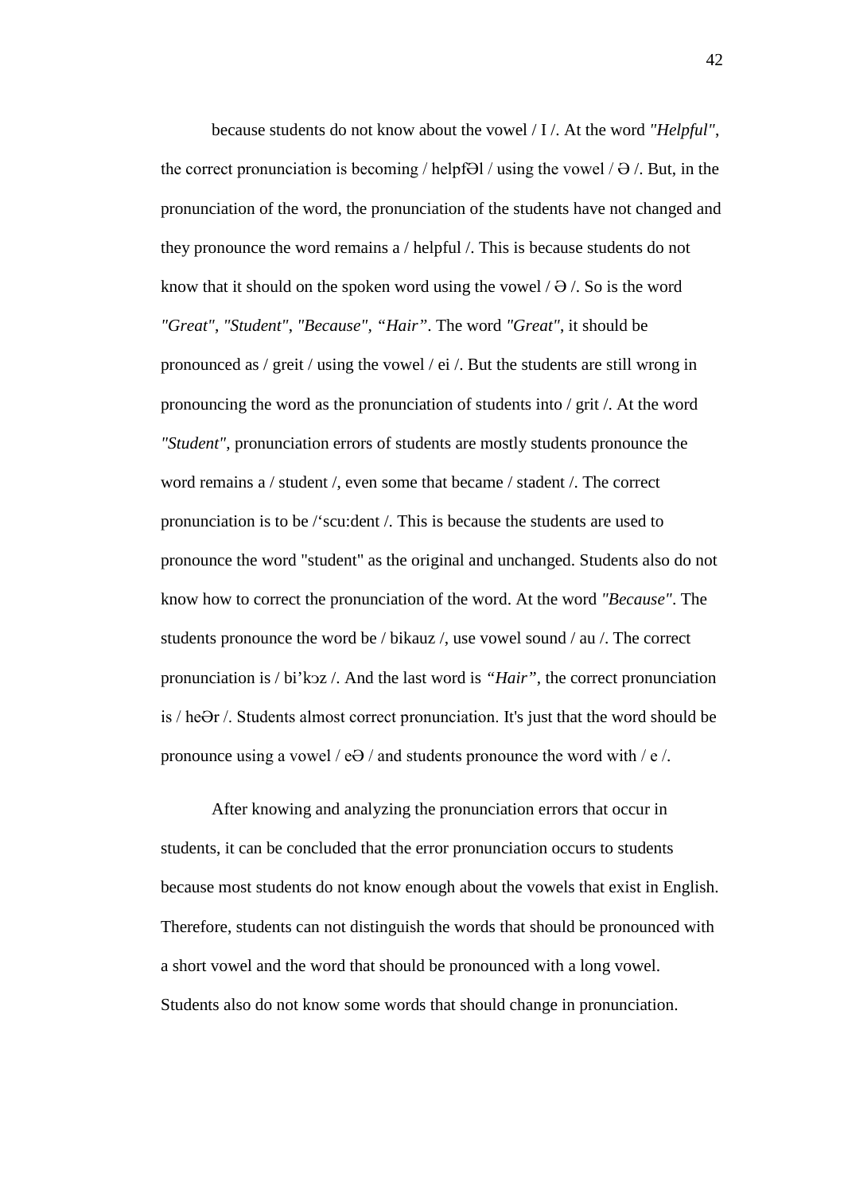because students do not know about the vowel / I /. At the word *"Helpful"*, the correct pronunciation is becoming / helpfƏl / using the vowel / Ə /. But, in the pronunciation of the word, the pronunciation of the students have not changed and they pronounce the word remains a / helpful /. This is because students do not know that it should on the spoken word using the vowel / Ə /. So is the word *"Great"*, *"Student"*, *"Because"*, *"Hair"*. The word *"Great"*, it should be pronounced as / greit / using the vowel / ei /. But the students are still wrong in pronouncing the word as the pronunciation of students into / grit /. At the word *"Student"*, pronunciation errors of students are mostly students pronounce the word remains a / student /, even some that became / stadent /. The correct pronunciation is to be /'scu:dent /. This is because the students are used to pronounce the word "student" as the original and unchanged. Students also do not know how to correct the pronunciation of the word. At the word *"Because"*. The students pronounce the word be / bikauz /, use vowel sound / au /. The correct pronunciation is / bi'kɔz /. And the last word is *"Hair"*, the correct pronunciation is / heƏr /. Students almost correct pronunciation. It's just that the word should be pronounce using a vowel / eƏ / and students pronounce the word with / e /.

After knowing and analyzing the pronunciation errors that occur in students, it can be concluded that the error pronunciation occurs to students because most students do not know enough about the vowels that exist in English. Therefore, students can not distinguish the words that should be pronounced with a short vowel and the word that should be pronounced with a long vowel. Students also do not know some words that should change in pronunciation.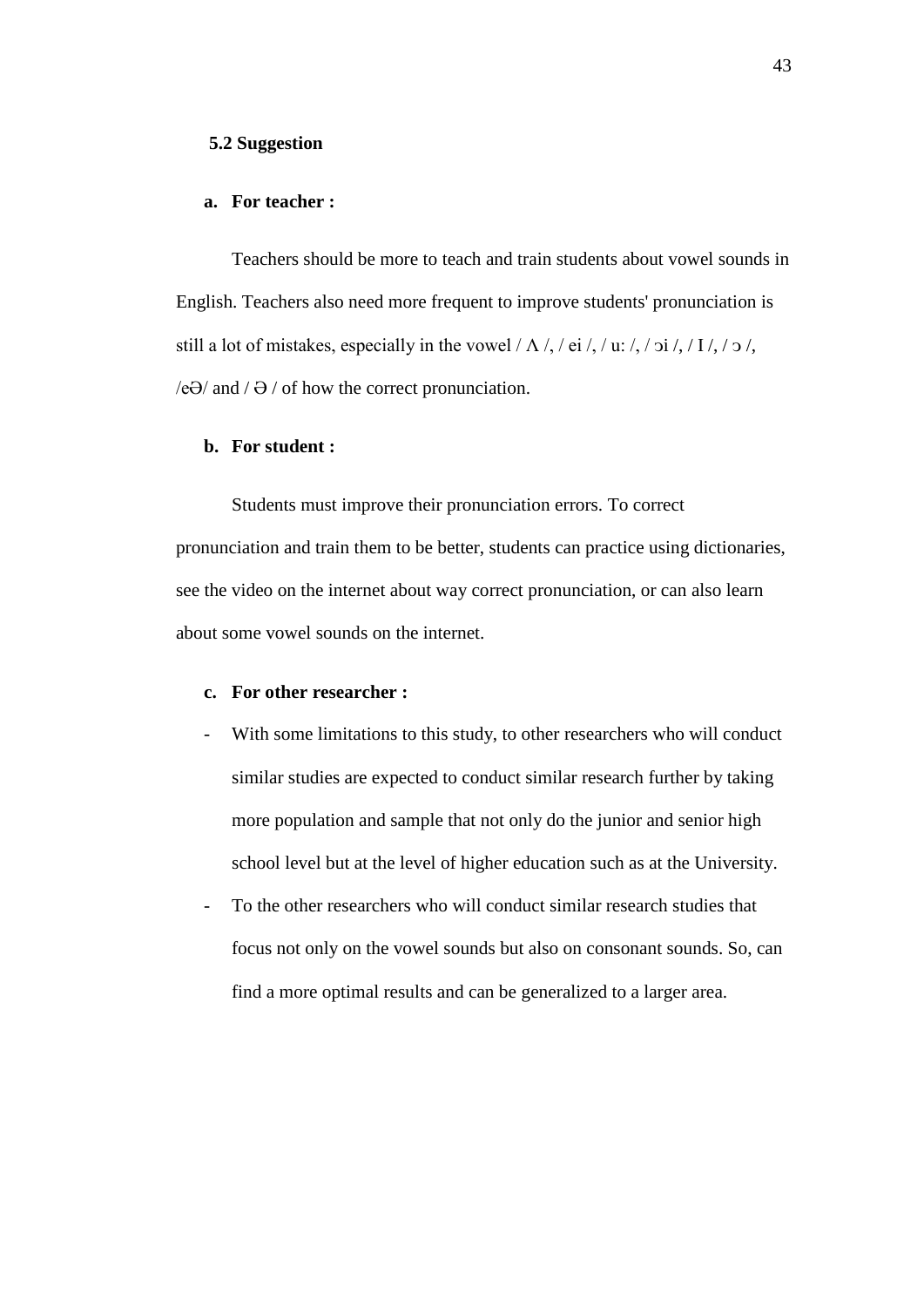## 5.2 Suggestion

**a. For teacher :**

Teachers should be more to teach and train students about vowel sounds in English. Teachers also need more frequent to improve students' pronunciation is still a lot of mistakes, especially in the vowel / Λ /, / ei /, / u: /, / ɔi /, / I /, / ɔ /, /eƏ/ and / Ə / of how the correct pronunciation.

**b. For student :**

Students must improve their pronunciation errors. To correct pronunciation and train them to be better, students can practice using dictionaries, see the video on the internet about way correct pronunciation, or can also learn about some vowel sounds on the internet.

**c. For other researcher :**

- With some limitations to this study, to other researchers who will conduct similar studies are expected to conduct similar research further by taking more population and sample that not only do the junior and senior high school level but at the level of higher education such as at the University.
- To the other researchers who will conduct similar research studies that focus not only on the vowel sounds but also on consonant sounds. So, can find a more optimal results and can be generalized to a larger area.